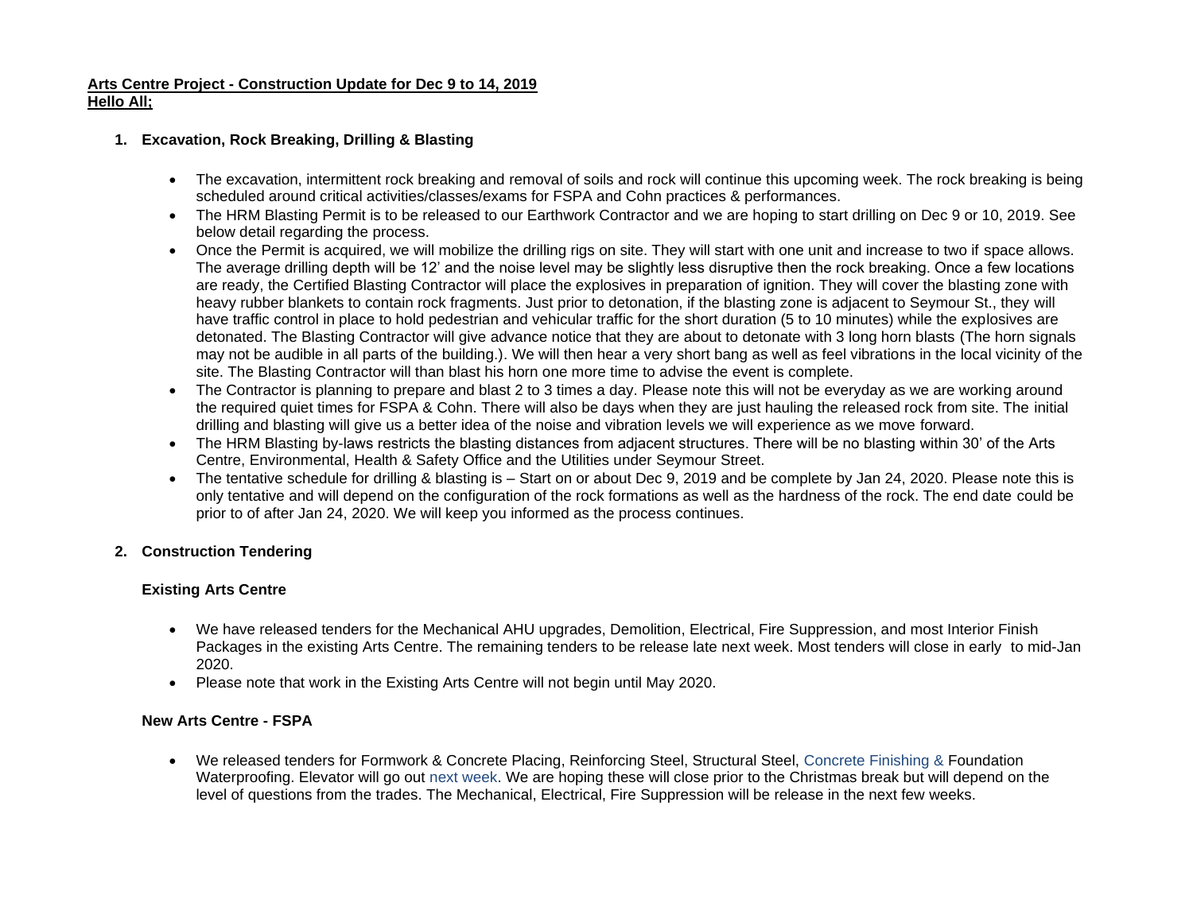**Arts Centre Project - Construction Update for Dec 9 to 14, 2019**
**Hello All;**

1. **Excavation, Rock Breaking, Drilling & Blasting**

   - The excavation, intermittent rock breaking and removal of soils and rock will continue this upcoming week. The rock breaking is being scheduled around critical activities/classes/exams for FSPA and Cohn practices & performances.
   - The HRM Blasting Permit is to be released to our Earthwork Contractor and we are hoping to start drilling on Dec 9 or 10, 2019. See below detail regarding the process.
   - Once the Permit is acquired, we will mobilize the drilling rigs on site. They will start with one unit and increase to two if space allows. The average drilling depth will be 12' and the noise level may be slightly less disruptive then the rock breaking. Once a few locations are ready, the Certified Blasting Contractor will place the explosives in preparation of ignition. They will cover the blasting zone with heavy rubber blankets to contain rock fragments. Just prior to detonation, if the blasting zone is adjacent to Seymour St., they will have traffic control in place to hold pedestrian and vehicular traffic for the short duration (5 to 10 minutes) while the explosives are detonated. The Blasting Contractor will give advance notice that they are about to detonate with 3 long horn blasts (The horn signals may not be audible in all parts of the building.). We will then hear a very short bang as well as feel vibrations in the local vicinity of the site. The Blasting Contractor will than blast his horn one more time to advise the event is complete.
   - The Contractor is planning to prepare and blast 2 to 3 times a day. Please note this will not be everyday as we are working around the required quiet times for FSPA & Cohn. There will also be days when they are just hauling the released rock from site. The initial drilling and blasting will give us a better idea of the noise and vibration levels we will experience as we move forward.
   - The HRM Blasting by-laws restricts the blasting distances from adjacent structures. There will be no blasting within 30' of the Arts Centre, Environmental, Health & Safety Office and the Utilities under Seymour Street.
   - The tentative schedule for drilling & blasting is – Start on or about Dec 9, 2019 and be complete by Jan 24, 2020. Please note this is only tentative and will depend on the configuration of the rock formations as well as the hardness of the rock. The end date could be prior to of after Jan 24, 2020. We will keep you informed as the process continues.

2. **Construction Tendering**

   **Existing Arts Centre**

   - We have released tenders for the Mechanical AHU upgrades, Demolition, Electrical, Fire Suppression, and most Interior Finish Packages in the existing Arts Centre. The remaining tenders to be release late next week. Most tenders will close in early to mid-Jan 2020.
   - Please note that work in the Existing Arts Centre will not begin until May 2020.

   **New Arts Centre - FSPA**

   - We released tenders for Formwork & Concrete Placing, Reinforcing Steel, Structural Steel, Concrete Finishing & Foundation Waterproofing. Elevator will go out next week. We are hoping these will close prior to the Christmas break but will depend on the level of questions from the trades. The Mechanical, Electrical, Fire Suppression will be release in the next few weeks.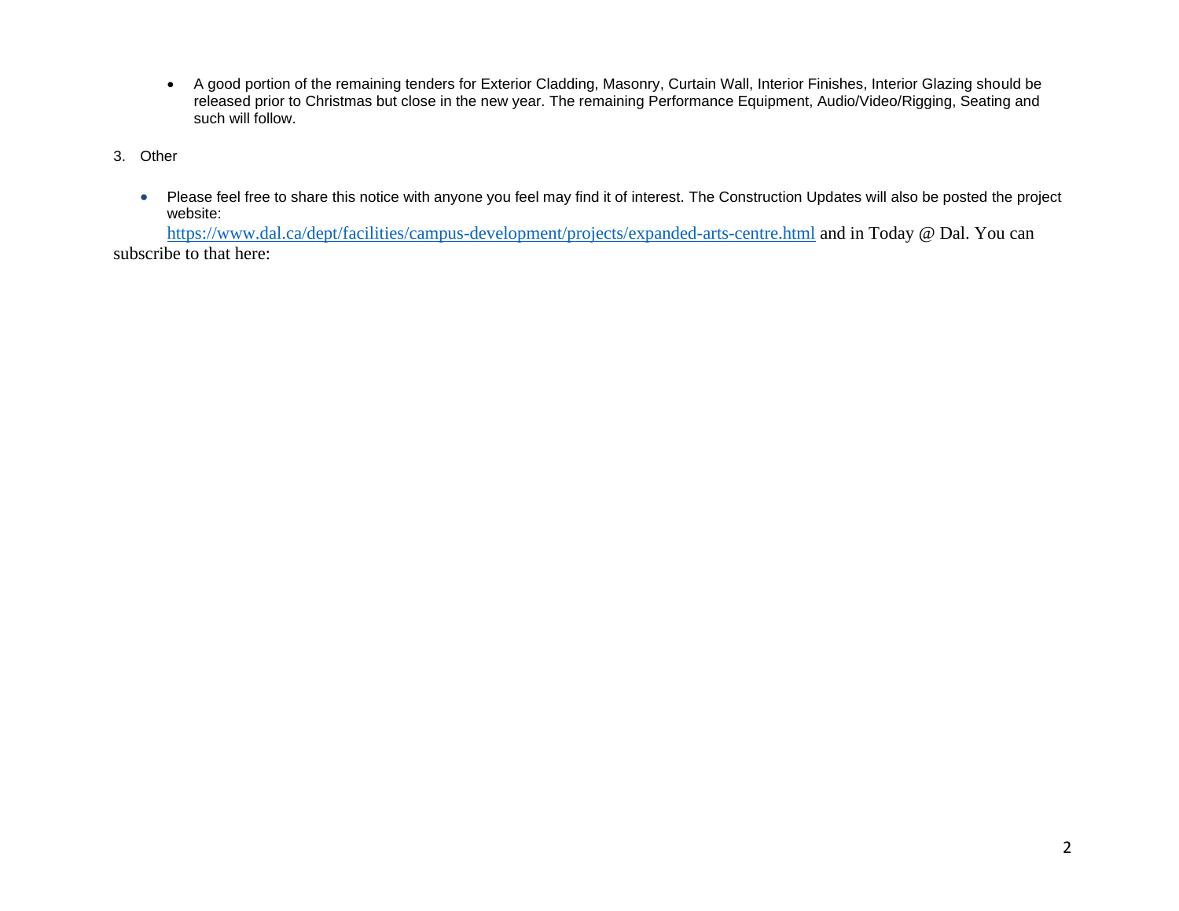- A good portion of the remaining tenders for Exterior Cladding, Masonry, Curtain Wall, Interior Finishes, Interior Glazing should be released prior to Christmas but close in the new year. The remaining Performance Equipment, Audio/Video/Rigging, Seating and such will follow.

3. Other

- Please feel free to share this notice with anyone you feel may find it of interest. The Construction Updates will also be posted the project website:
  https://www.dal.ca/dept/facilities/campus-development/projects/expanded-arts-centre.html and in Today @ Dal. You can subscribe to that here: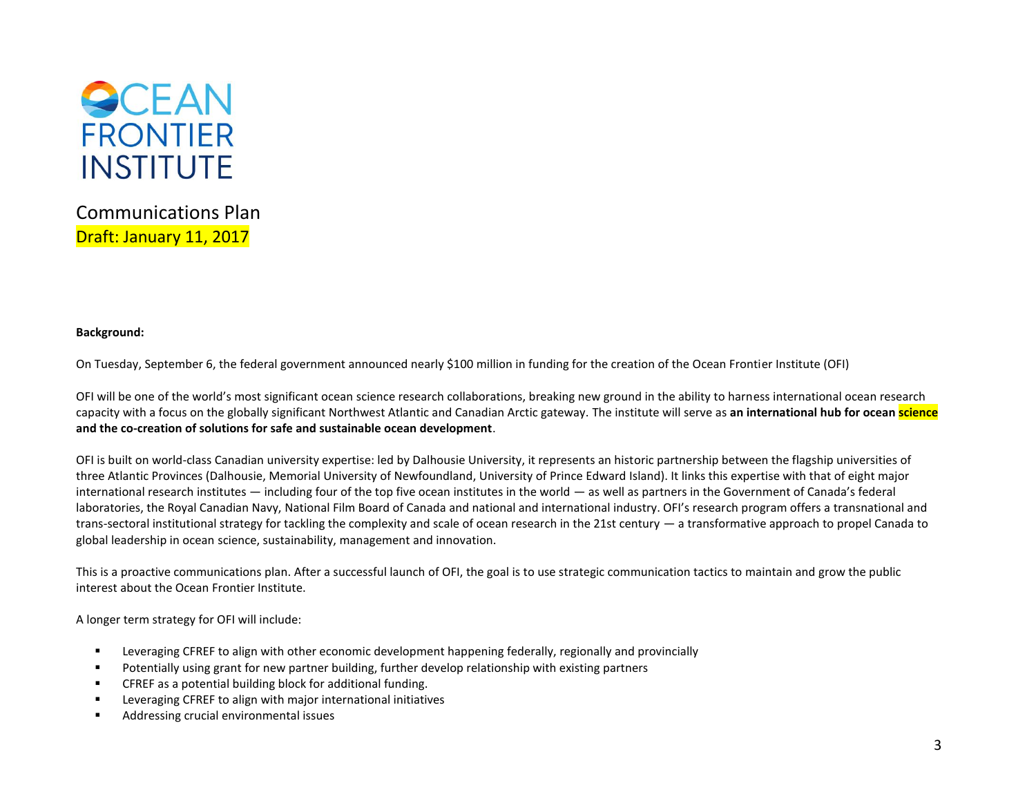# OCEAN FRONTIER INSTITUTE

Communications Plan
Draft: January 11, 2017

**Background:**

On Tuesday, September 6, the federal government announced nearly $100 million in funding for the creation of the Ocean Frontier Institute (OFI)

OFI will be one of the world's most significant ocean science research collaborations, breaking new ground in the ability to harness international ocean research capacity with a focus on the globally significant Northwest Atlantic and Canadian Arctic gateway. The institute will serve as **an international hub for ocean science and the co-creation of solutions for safe and sustainable ocean development**.

OFI is built on world-class Canadian university expertise: led by Dalhousie University, it represents an historic partnership between the flagship universities of three Atlantic Provinces (Dalhousie, Memorial University of Newfoundland, University of Prince Edward Island). It links this expertise with that of eight major international research institutes — including four of the top five ocean institutes in the world — as well as partners in the Government of Canada's federal laboratories, the Royal Canadian Navy, National Film Board of Canada and national and international industry. OFI's research program offers a transnational and trans-sectoral institutional strategy for tackling the complexity and scale of ocean research in the 21st century — a transformative approach to propel Canada to global leadership in ocean science, sustainability, management and innovation.

This is a proactive communications plan. After a successful launch of OFI, the goal is to use strategic communication tactics to maintain and grow the public interest about the Ocean Frontier Institute.

A longer term strategy for OFI will include:

- Leveraging CFREF to align with other economic development happening federally, regionally and provincially
- Potentially using grant for new partner building, further develop relationship with existing partners
- CFREF as a potential building block for additional funding.
- Leveraging CFREF to align with major international initiatives
- Addressing crucial environmental issues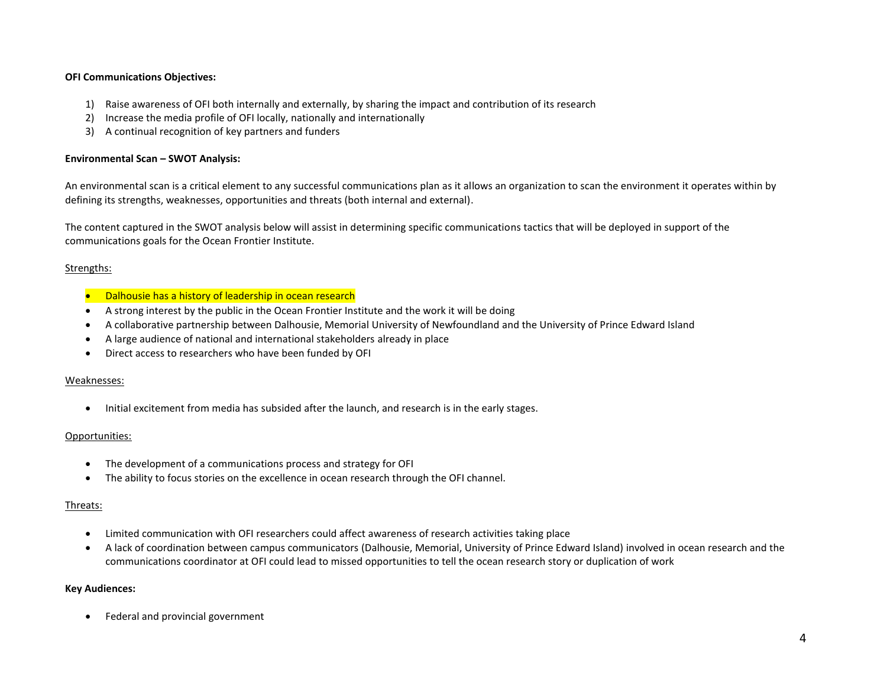**OFI Communications Objectives:**

1) Raise awareness of OFI both internally and externally, by sharing the impact and contribution of its research
2) Increase the media profile of OFI locally, nationally and internationally
3) A continual recognition of key partners and funders

**Environmental Scan – SWOT Analysis:**

An environmental scan is a critical element to any successful communications plan as it allows an organization to scan the environment it operates within by defining its strengths, weaknesses, opportunities and threats (both internal and external).

The content captured in the SWOT analysis below will assist in determining specific communications tactics that will be deployed in support of the communications goals for the Ocean Frontier Institute.

<u>Strengths:</u>

- Dalhousie has a history of leadership in ocean research
- A strong interest by the public in the Ocean Frontier Institute and the work it will be doing
- A collaborative partnership between Dalhousie, Memorial University of Newfoundland and the University of Prince Edward Island
- A large audience of national and international stakeholders already in place
- Direct access to researchers who have been funded by OFI

<u>Weaknesses:</u>

- Initial excitement from media has subsided after the launch, and research is in the early stages.

<u>Opportunities:</u>

- The development of a communications process and strategy for OFI
- The ability to focus stories on the excellence in ocean research through the OFI channel.

<u>Threats:</u>

- Limited communication with OFI researchers could affect awareness of research activities taking place
- A lack of coordination between campus communicators (Dalhousie, Memorial, University of Prince Edward Island) involved in ocean research and the communications coordinator at OFI could lead to missed opportunities to tell the ocean research story or duplication of work

**Key Audiences:**

- Federal and provincial government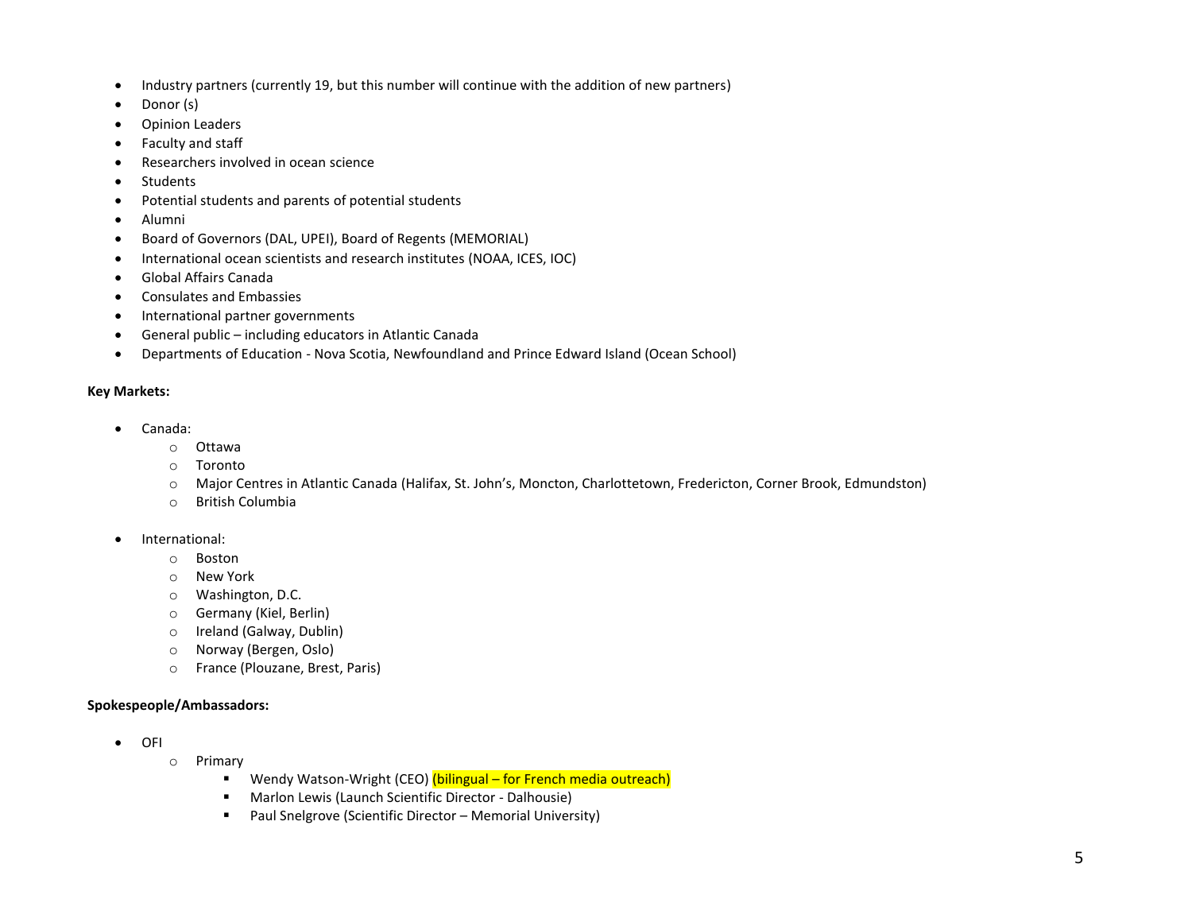- Industry partners (currently 19, but this number will continue with the addition of new partners)
- Donor (s)
- Opinion Leaders
- Faculty and staff
- Researchers involved in ocean science
- Students
- Potential students and parents of potential students
- Alumni
- Board of Governors (DAL, UPEI), Board of Regents (MEMORIAL)
- International ocean scientists and research institutes (NOAA, ICES, IOC)
- Global Affairs Canada
- Consulates and Embassies
- International partner governments
- General public – including educators in Atlantic Canada
- Departments of Education - Nova Scotia, Newfoundland and Prince Edward Island (Ocean School)

**Key Markets:**

- Canada:
  - Ottawa
  - Toronto
  - Major Centres in Atlantic Canada (Halifax, St. John's, Moncton, Charlottetown, Fredericton, Corner Brook, Edmundston)
  - British Columbia

- International:
  - Boston
  - New York
  - Washington, D.C.
  - Germany (Kiel, Berlin)
  - Ireland (Galway, Dublin)
  - Norway (Bergen, Oslo)
  - France (Plouzane, Brest, Paris)

**Spokespeople/Ambassadors:**

- OFI
  - Primary
    - Wendy Watson-Wright (CEO) (bilingual – for French media outreach)
    - Marlon Lewis (Launch Scientific Director - Dalhousie)
    - Paul Snelgrove (Scientific Director – Memorial University)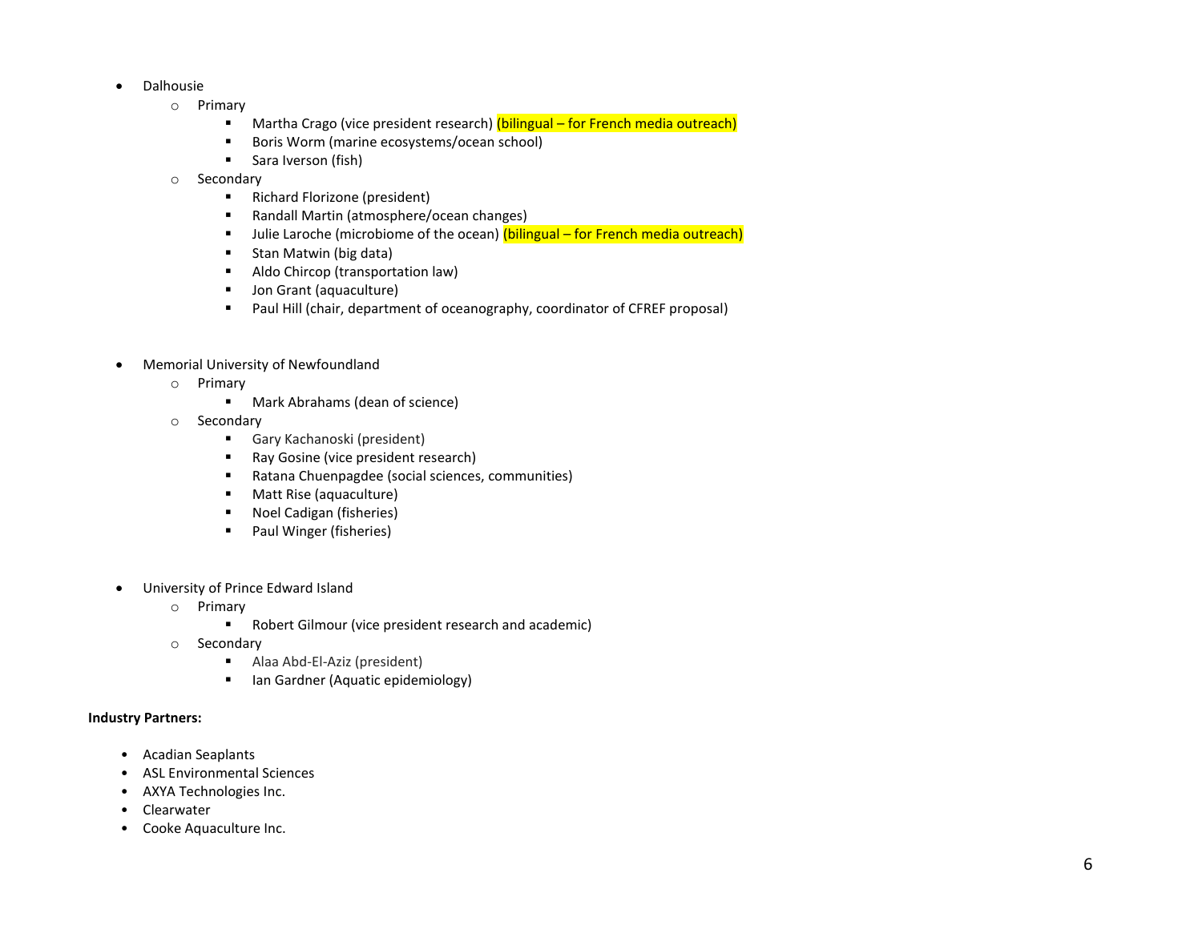- Dalhousie
  - Primary
    - Martha Crago (vice president research) (bilingual – for French media outreach)
    - Boris Worm (marine ecosystems/ocean school)
    - Sara Iverson (fish)
  - Secondary
    - Richard Florizone (president)
    - Randall Martin (atmosphere/ocean changes)
    - Julie Laroche (microbiome of the ocean) (bilingual – for French media outreach)
    - Stan Matwin (big data)
    - Aldo Chircop (transportation law)
    - Jon Grant (aquaculture)
    - Paul Hill (chair, department of oceanography, coordinator of CFREF proposal)

- Memorial University of Newfoundland
  - Primary
    - Mark Abrahams (dean of science)
  - Secondary
    - Gary Kachanoski (president)
    - Ray Gosine (vice president research)
    - Ratana Chuenpagdee (social sciences, communities)
    - Matt Rise (aquaculture)
    - Noel Cadigan (fisheries)
    - Paul Winger (fisheries)

- University of Prince Edward Island
  - Primary
    - Robert Gilmour (vice president research and academic)
  - Secondary
    - Alaa Abd-El-Aziz (president)
    - Ian Gardner (Aquatic epidemiology)

**Industry Partners:**

- Acadian Seaplants
- ASL Environmental Sciences
- AXYA Technologies Inc.
- Clearwater
- Cooke Aquaculture Inc.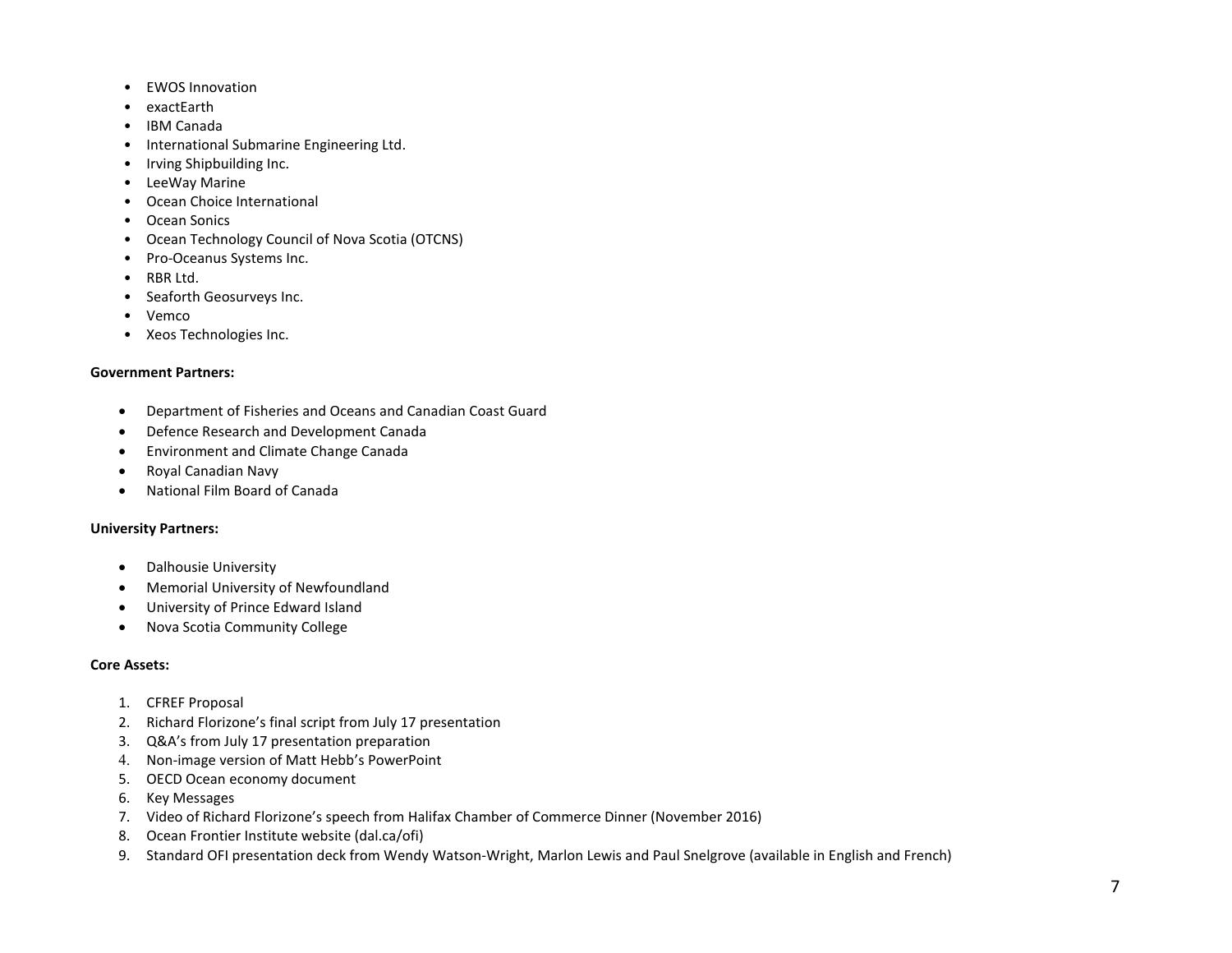- EWOS Innovation
- exactEarth
- IBM Canada
- International Submarine Engineering Ltd.
- Irving Shipbuilding Inc.
- LeeWay Marine
- Ocean Choice International
- Ocean Sonics
- Ocean Technology Council of Nova Scotia (OTCNS)
- Pro-Oceanus Systems Inc.
- RBR Ltd.
- Seaforth Geosurveys Inc.
- Vemco
- Xeos Technologies Inc.

**Government Partners:**

- Department of Fisheries and Oceans and Canadian Coast Guard
- Defence Research and Development Canada
- Environment and Climate Change Canada
- Royal Canadian Navy
- National Film Board of Canada

**University Partners:**

- Dalhousie University
- Memorial University of Newfoundland
- University of Prince Edward Island
- Nova Scotia Community College

**Core Assets:**

1. CFREF Proposal
2. Richard Florizone's final script from July 17 presentation
3. Q&A's from July 17 presentation preparation
4. Non-image version of Matt Hebb's PowerPoint
5. OECD Ocean economy document
6. Key Messages
7. Video of Richard Florizone's speech from Halifax Chamber of Commerce Dinner (November 2016)
8. Ocean Frontier Institute website (dal.ca/ofi)
9. Standard OFI presentation deck from Wendy Watson-Wright, Marlon Lewis and Paul Snelgrove (available in English and French)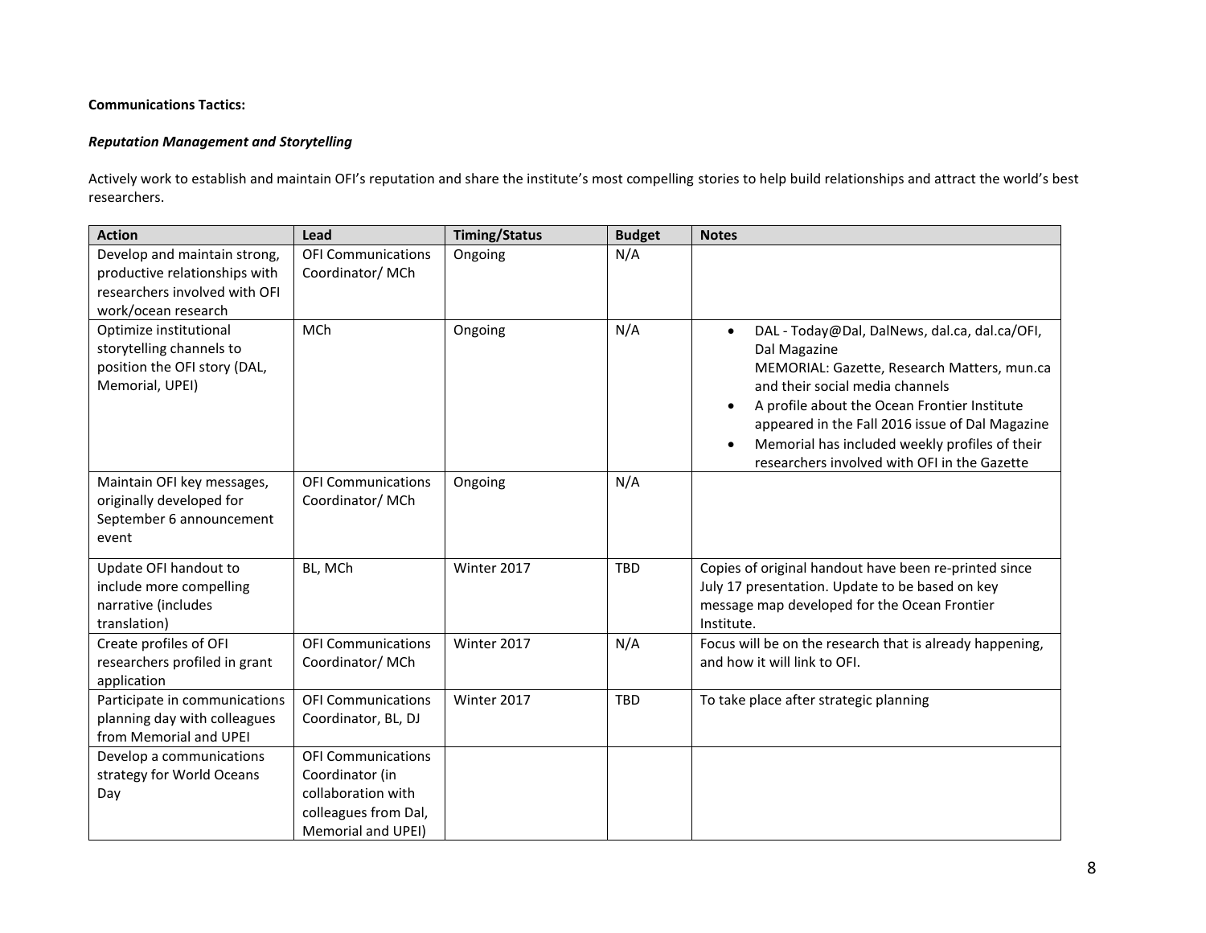**Communications Tactics:**

***Reputation Management and Storytelling***

Actively work to establish and maintain OFI's reputation and share the institute's most compelling stories to help build relationships and attract the world's best researchers.

| Action | Lead | Timing/Status | Budget | Notes |
|---|---|---|---|---|
| Develop and maintain strong, productive relationships with researchers involved with OFI work/ocean research | OFI Communications Coordinator/ MCh | Ongoing | N/A | |
| Optimize institutional storytelling channels to position the OFI story (DAL, Memorial, UPEI) | MCh | Ongoing | N/A | • DAL - Today@Dal, DalNews, dal.ca, dal.ca/OFI, Dal Magazine MEMORIAL: Gazette, Research Matters, mun.ca and their social media channels<br>• A profile about the Ocean Frontier Institute appeared in the Fall 2016 issue of Dal Magazine<br>• Memorial has included weekly profiles of their researchers involved with OFI in the Gazette |
| Maintain OFI key messages, originally developed for September 6 announcement event | OFI Communications Coordinator/ MCh | Ongoing | N/A | |
| Update OFI handout to include more compelling narrative (includes translation) | BL, MCh | Winter 2017 | TBD | Copies of original handout have been re-printed since July 17 presentation. Update to be based on key message map developed for the Ocean Frontier Institute. |
| Create profiles of OFI researchers profiled in grant application | OFI Communications Coordinator/ MCh | Winter 2017 | N/A | Focus will be on the research that is already happening, and how it will link to OFI. |
| Participate in communications planning day with colleagues from Memorial and UPEI | OFI Communications Coordinator, BL, DJ | Winter 2017 | TBD | To take place after strategic planning |
| Develop a communications strategy for World Oceans Day | OFI Communications Coordinator (in collaboration with colleagues from Dal, Memorial and UPEI) | | | |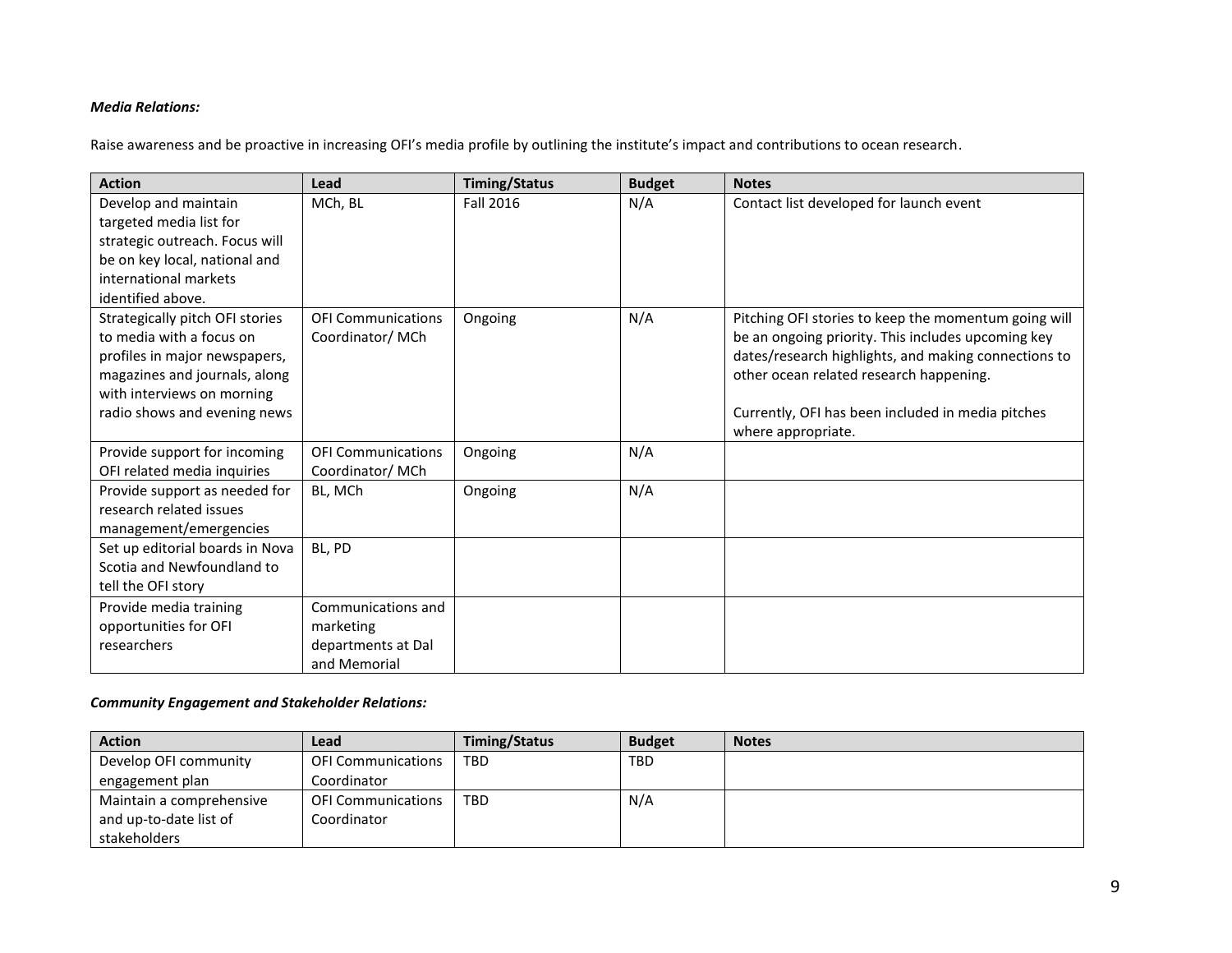***Media Relations:***

Raise awareness and be proactive in increasing OFI's media profile by outlining the institute's impact and contributions to ocean research.

| Action | Lead | Timing/Status | Budget | Notes |
|---|---|---|---|---|
| Develop and maintain targeted media list for strategic outreach. Focus will be on key local, national and international markets identified above. | MCh, BL | Fall 2016 | N/A | Contact list developed for launch event |
| Strategically pitch OFI stories to media with a focus on profiles in major newspapers, magazines and journals, along with interviews on morning radio shows and evening news | OFI Communications Coordinator/ MCh | Ongoing | N/A | Pitching OFI stories to keep the momentum going will be an ongoing priority. This includes upcoming key dates/research highlights, and making connections to other ocean related research happening.<br><br>Currently, OFI has been included in media pitches where appropriate. |
| Provide support for incoming OFI related media inquiries | OFI Communications Coordinator/ MCh | Ongoing | N/A | |
| Provide support as needed for research related issues management/emergencies | BL, MCh | Ongoing | N/A | |
| Set up editorial boards in Nova Scotia and Newfoundland to tell the OFI story | BL, PD | | | |
| Provide media training opportunities for OFI researchers | Communications and marketing departments at Dal and Memorial | | | |

***Community Engagement and Stakeholder Relations:***

| Action | Lead | Timing/Status | Budget | Notes |
|---|---|---|---|---|
| Develop OFI community engagement plan | OFI Communications Coordinator | TBD | TBD | |
| Maintain a comprehensive and up-to-date list of stakeholders | OFI Communications Coordinator | TBD | N/A | |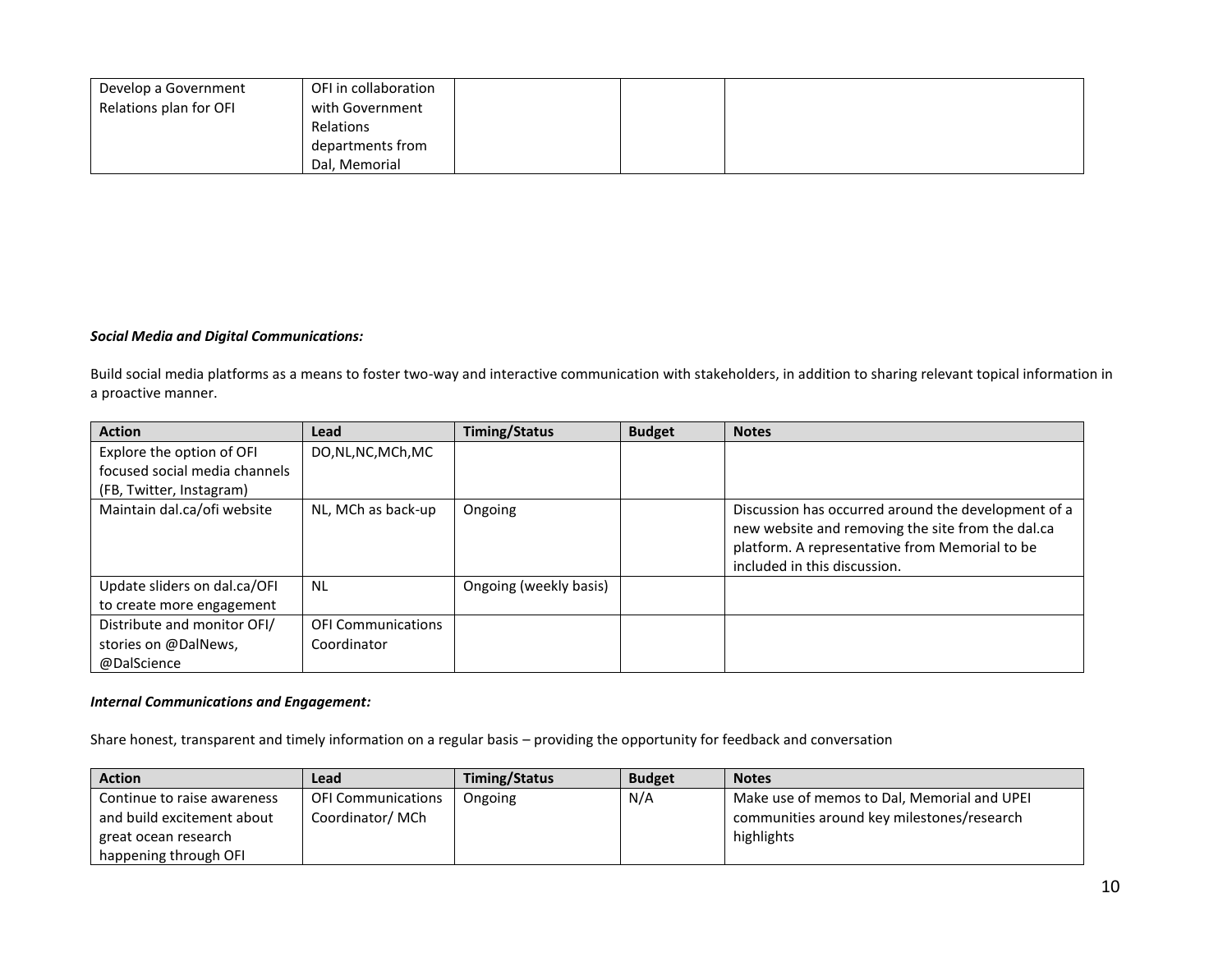| Develop a Government Relations plan for OFI | OFI in collaboration with Government Relations departments from Dal, Memorial | | | |
|---|---|---|---|---|

***Social Media and Digital Communications:***

Build social media platforms as a means to foster two-way and interactive communication with stakeholders, in addition to sharing relevant topical information in a proactive manner.

| Action | Lead | Timing/Status | Budget | Notes |
|---|---|---|---|---|
| Explore the option of OFI focused social media channels (FB, Twitter, Instagram) | DO,NL,NC,MCh,MC | | | |
| Maintain dal.ca/ofi website | NL, MCh as back-up | Ongoing | | Discussion has occurred around the development of a new website and removing the site from the dal.ca platform. A representative from Memorial to be included in this discussion. |
| Update sliders on dal.ca/OFI to create more engagement | NL | Ongoing (weekly basis) | | |
| Distribute and monitor OFI/ stories on @DalNews, @DalScience | OFI Communications Coordinator | | | |

***Internal Communications and Engagement:***

Share honest, transparent and timely information on a regular basis – providing the opportunity for feedback and conversation

| Action | Lead | Timing/Status | Budget | Notes |
|---|---|---|---|---|
| Continue to raise awareness and build excitement about great ocean research happening through OFI | OFI Communications Coordinator/ MCh | Ongoing | N/A | Make use of memos to Dal, Memorial and UPEI communities around key milestones/research highlights |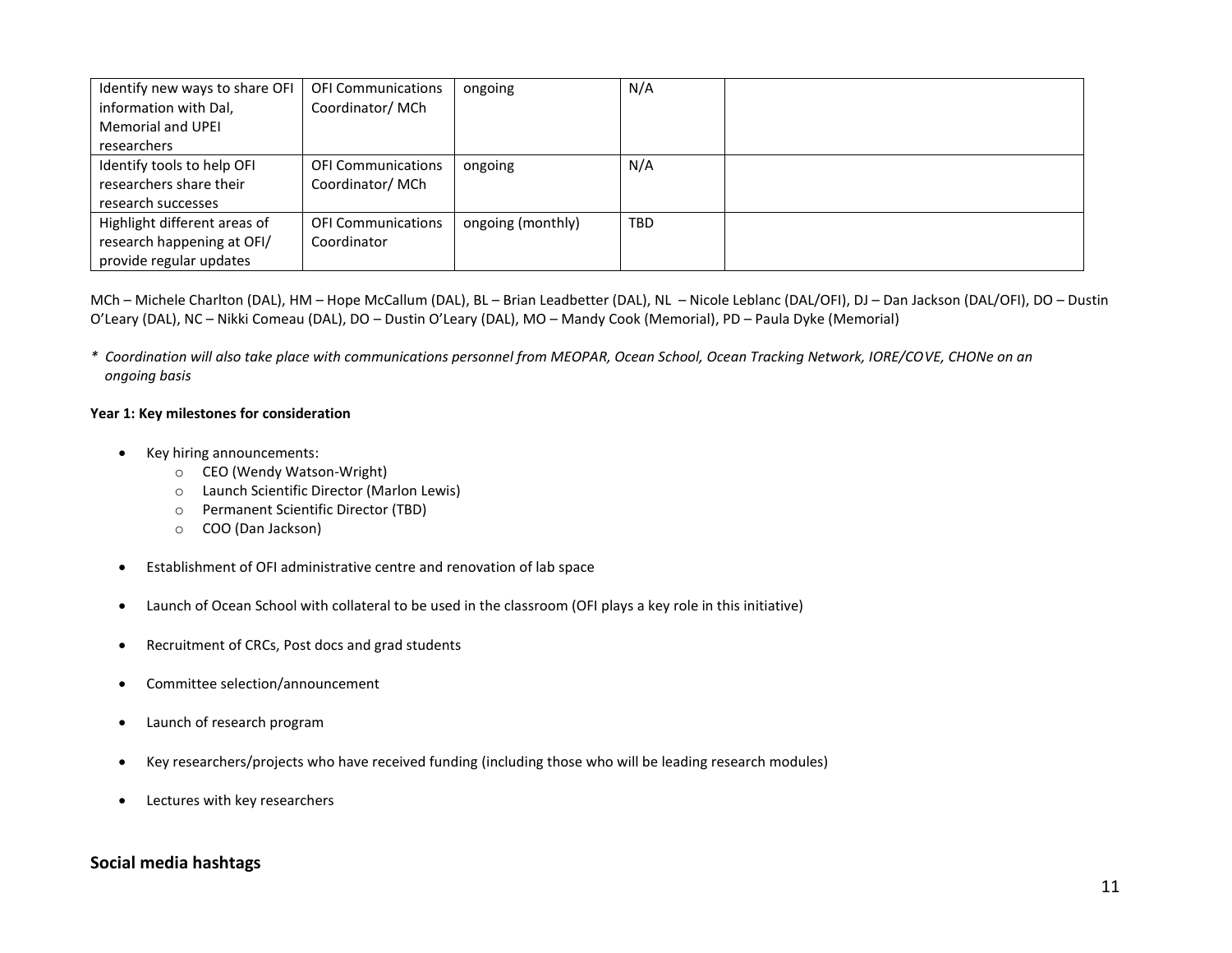| Identify new ways to share OFI information with Dal, Memorial and UPEI researchers | OFI Communications Coordinator/ MCh | ongoing | N/A | |
|---|---|---|---|---|
| Identify tools to help OFI researchers share their research successes | OFI Communications Coordinator/ MCh | ongoing | N/A | |
| Highlight different areas of research happening at OFI/ provide regular updates | OFI Communications Coordinator | ongoing (monthly) | TBD | |

MCh – Michele Charlton (DAL), HM – Hope McCallum (DAL), BL – Brian Leadbetter (DAL), NL – Nicole Leblanc (DAL/OFI), DJ – Dan Jackson (DAL/OFI), DO – Dustin O'Leary (DAL), NC – Nikki Comeau (DAL), DO – Dustin O'Leary (DAL), MO – Mandy Cook (Memorial), PD – Paula Dyke (Memorial)

*\* Coordination will also take place with communications personnel from MEOPAR, Ocean School, Ocean Tracking Network, IORE/COVE, CHONe on an ongoing basis*

**Year 1: Key milestones for consideration**

- Key hiring announcements:
  - CEO (Wendy Watson-Wright)
  - Launch Scientific Director (Marlon Lewis)
  - Permanent Scientific Director (TBD)
  - COO (Dan Jackson)
- Establishment of OFI administrative centre and renovation of lab space
- Launch of Ocean School with collateral to be used in the classroom (OFI plays a key role in this initiative)
- Recruitment of CRCs, Post docs and grad students
- Committee selection/announcement
- Launch of research program
- Key researchers/projects who have received funding (including those who will be leading research modules)
- Lectures with key researchers

## Social media hashtags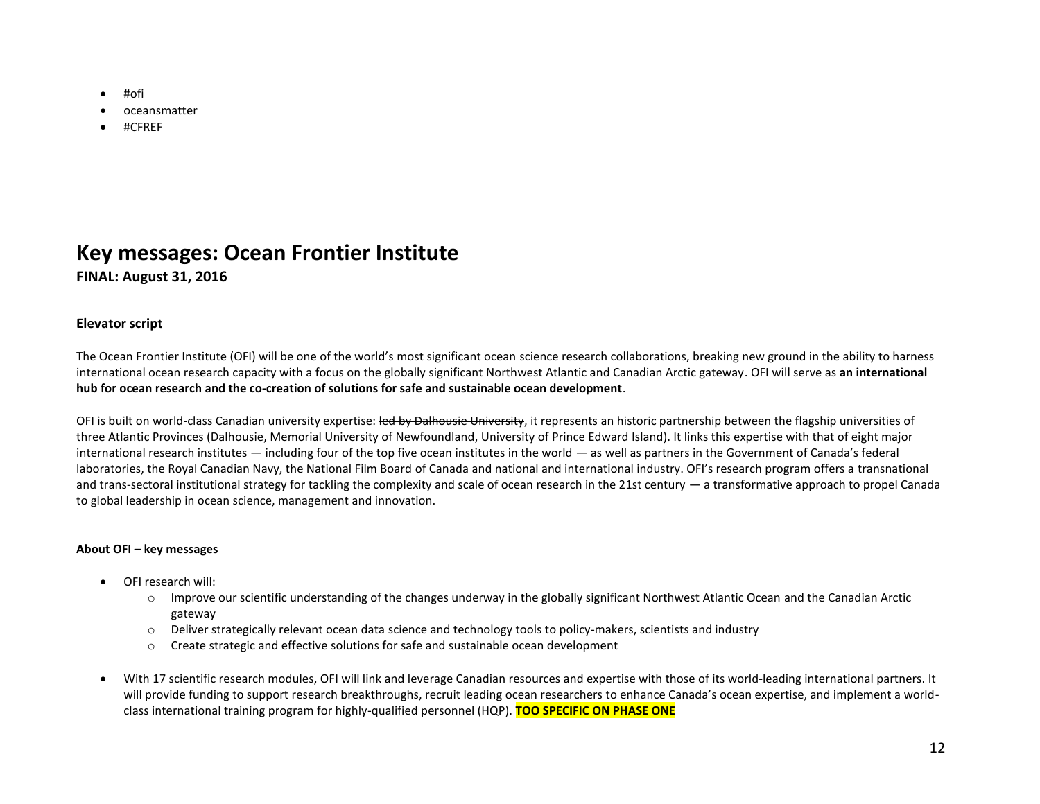- #ofi
- oceansmatter
- #CFREF

# Key messages: Ocean Frontier Institute

**FINAL: August 31, 2016**

### Elevator script

The Ocean Frontier Institute (OFI) will be one of the world's most significant ocean ~~science~~ research collaborations, breaking new ground in the ability to harness international ocean research capacity with a focus on the globally significant Northwest Atlantic and Canadian Arctic gateway. OFI will serve as **an international hub for ocean research and the co-creation of solutions for safe and sustainable ocean development**.

OFI is built on world-class Canadian university expertise: ~~led by Dalhousie University~~, it represents an historic partnership between the flagship universities of three Atlantic Provinces (Dalhousie, Memorial University of Newfoundland, University of Prince Edward Island). It links this expertise with that of eight major international research institutes — including four of the top five ocean institutes in the world — as well as partners in the Government of Canada's federal laboratories, the Royal Canadian Navy, the National Film Board of Canada and national and international industry. OFI's research program offers a transnational and trans-sectoral institutional strategy for tackling the complexity and scale of ocean research in the 21st century — a transformative approach to propel Canada to global leadership in ocean science, management and innovation.

#### About OFI – key messages

- OFI research will:
  - Improve our scientific understanding of the changes underway in the globally significant Northwest Atlantic Ocean and the Canadian Arctic gateway
  - Deliver strategically relevant ocean data science and technology tools to policy-makers, scientists and industry
  - Create strategic and effective solutions for safe and sustainable ocean development

- With 17 scientific research modules, OFI will link and leverage Canadian resources and expertise with those of its world-leading international partners. It will provide funding to support research breakthroughs, recruit leading ocean researchers to enhance Canada's ocean expertise, and implement a world-class international training program for highly-qualified personnel (HQP). **TOO SPECIFIC ON PHASE ONE**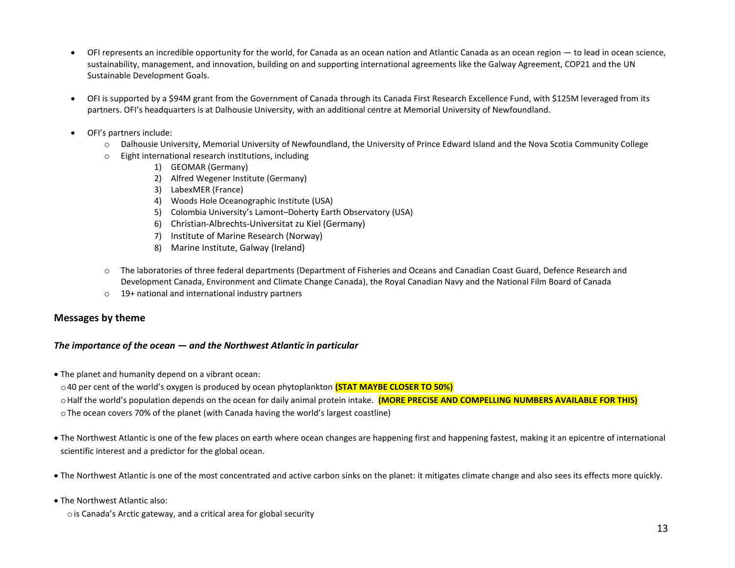- OFI represents an incredible opportunity for the world, for Canada as an ocean nation and Atlantic Canada as an ocean region — to lead in ocean science, sustainability, management, and innovation, building on and supporting international agreements like the Galway Agreement, COP21 and the UN Sustainable Development Goals.

- OFI is supported by a $94M grant from the Government of Canada through its Canada First Research Excellence Fund, with $125M leveraged from its partners. OFI's headquarters is at Dalhousie University, with an additional centre at Memorial University of Newfoundland.

- OFI's partners include:
  - Dalhousie University, Memorial University of Newfoundland, the University of Prince Edward Island and the Nova Scotia Community College
  - Eight international research institutions, including
    1) GEOMAR (Germany)
    2) Alfred Wegener Institute (Germany)
    3) LabexMER (France)
    4) Woods Hole Oceanographic Institute (USA)
    5) Colombia University's Lamont–Doherty Earth Observatory (USA)
    6) Christian-Albrechts-Universitat zu Kiel (Germany)
    7) Institute of Marine Research (Norway)
    8) Marine Institute, Galway (Ireland)
  - The laboratories of three federal departments (Department of Fisheries and Oceans and Canadian Coast Guard, Defence Research and Development Canada, Environment and Climate Change Canada), the Royal Canadian Navy and the National Film Board of Canada
  - 19+ national and international industry partners

## Messages by theme

### *The importance of the ocean — and the Northwest Atlantic in particular*

- The planet and humanity depend on a vibrant ocean:
  - 40 per cent of the world's oxygen is produced by ocean phytoplankton **(STAT MAYBE CLOSER TO 50%)**
  - Half the world's population depends on the ocean for daily animal protein intake. **(MORE PRECISE AND COMPELLING NUMBERS AVAILABLE FOR THIS)**
  - The ocean covers 70% of the planet (with Canada having the world's largest coastline)

- The Northwest Atlantic is one of the few places on earth where ocean changes are happening first and happening fastest, making it an epicentre of international scientific interest and a predictor for the global ocean.

- The Northwest Atlantic is one of the most concentrated and active carbon sinks on the planet: it mitigates climate change and also sees its effects more quickly.

- The Northwest Atlantic also:
  - is Canada's Arctic gateway, and a critical area for global security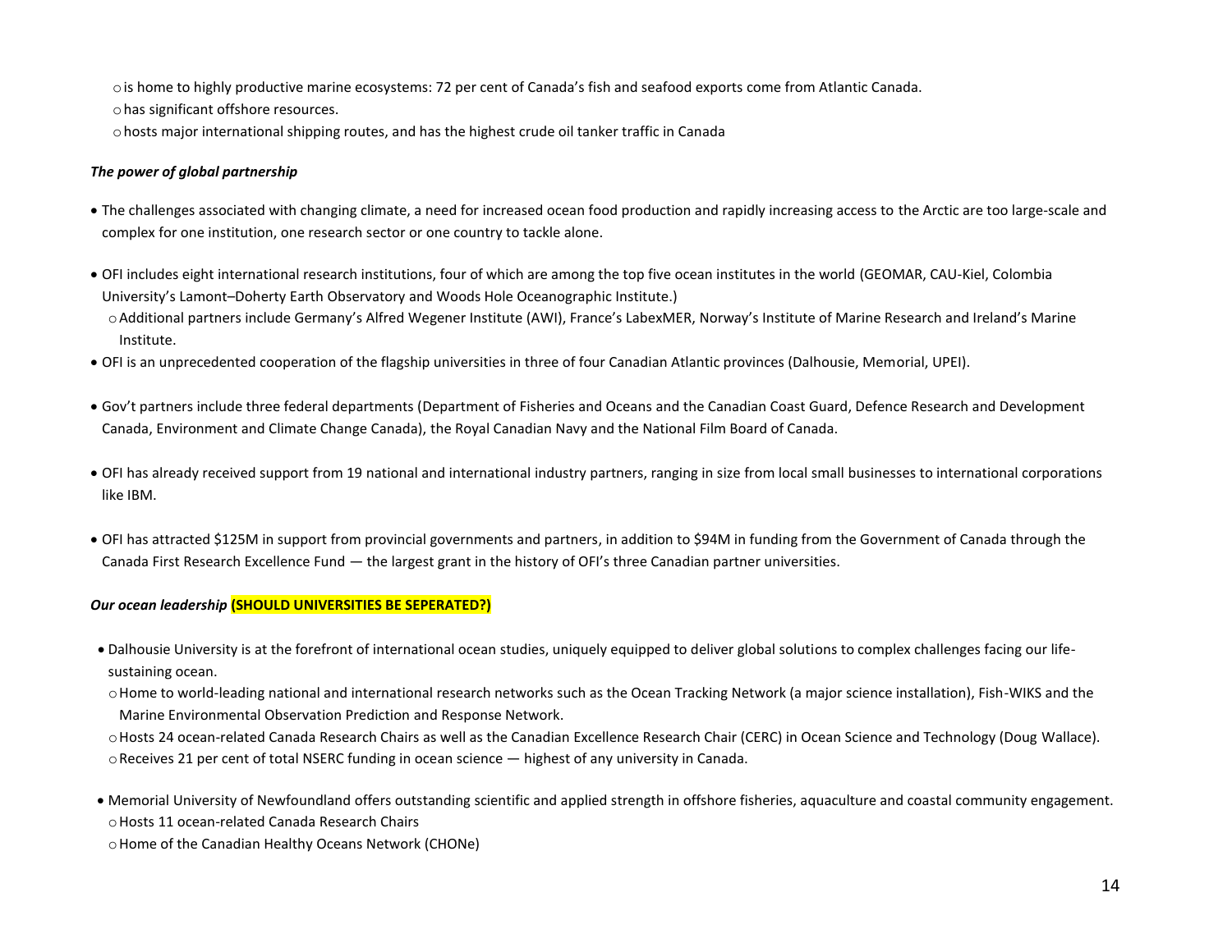- is home to highly productive marine ecosystems: 72 per cent of Canada's fish and seafood exports come from Atlantic Canada.
- has significant offshore resources.
- hosts major international shipping routes, and has the highest crude oil tanker traffic in Canada

***The power of global partnership***

- The challenges associated with changing climate, a need for increased ocean food production and rapidly increasing access to the Arctic are too large-scale and complex for one institution, one research sector or one country to tackle alone.

- OFI includes eight international research institutions, four of which are among the top five ocean institutes in the world (GEOMAR, CAU-Kiel, Colombia University's Lamont–Doherty Earth Observatory and Woods Hole Oceanographic Institute.)
  - Additional partners include Germany's Alfred Wegener Institute (AWI), France's LabexMER, Norway's Institute of Marine Research and Ireland's Marine Institute.
- OFI is an unprecedented cooperation of the flagship universities in three of four Canadian Atlantic provinces (Dalhousie, Memorial, UPEI).

- Gov't partners include three federal departments (Department of Fisheries and Oceans and the Canadian Coast Guard, Defence Research and Development Canada, Environment and Climate Change Canada), the Royal Canadian Navy and the National Film Board of Canada.

- OFI has already received support from 19 national and international industry partners, ranging in size from local small businesses to international corporations like IBM.

- OFI has attracted $125M in support from provincial governments and partners, in addition to $94M in funding from the Government of Canada through the Canada First Research Excellence Fund — the largest grant in the history of OFI's three Canadian partner universities.

***Our ocean leadership*** **(SHOULD UNIVERSITIES BE SEPERATED?)**

- Dalhousie University is at the forefront of international ocean studies, uniquely equipped to deliver global solutions to complex challenges facing our life-sustaining ocean.
  - Home to world-leading national and international research networks such as the Ocean Tracking Network (a major science installation), Fish-WIKS and the Marine Environmental Observation Prediction and Response Network.
  - Hosts 24 ocean-related Canada Research Chairs as well as the Canadian Excellence Research Chair (CERC) in Ocean Science and Technology (Doug Wallace).
  - Receives 21 per cent of total NSERC funding in ocean science — highest of any university in Canada.

- Memorial University of Newfoundland offers outstanding scientific and applied strength in offshore fisheries, aquaculture and coastal community engagement.
  - Hosts 11 ocean-related Canada Research Chairs
  - Home of the Canadian Healthy Oceans Network (CHONe)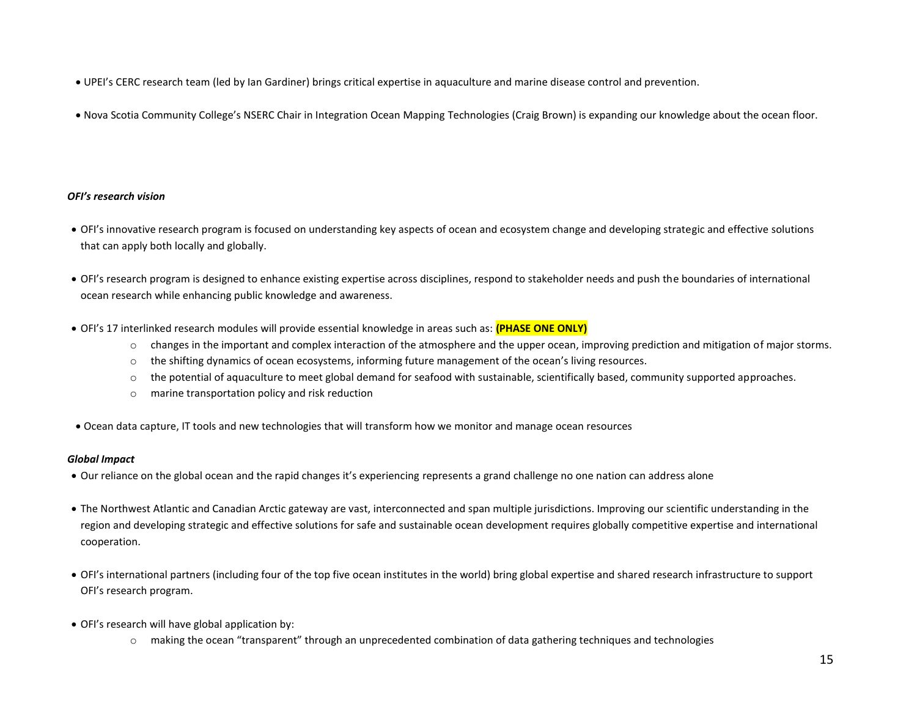- UPEI's CERC research team (led by Ian Gardiner) brings critical expertise in aquaculture and marine disease control and prevention.

- Nova Scotia Community College's NSERC Chair in Integration Ocean Mapping Technologies (Craig Brown) is expanding our knowledge about the ocean floor.

***OFI's research vision***

- OFI's innovative research program is focused on understanding key aspects of ocean and ecosystem change and developing strategic and effective solutions that can apply both locally and globally.

- OFI's research program is designed to enhance existing expertise across disciplines, respond to stakeholder needs and push the boundaries of international ocean research while enhancing public knowledge and awareness.

- OFI's 17 interlinked research modules will provide essential knowledge in areas such as: **(PHASE ONE ONLY)**
    - changes in the important and complex interaction of the atmosphere and the upper ocean, improving prediction and mitigation of major storms.
    - the shifting dynamics of ocean ecosystems, informing future management of the ocean's living resources.
    - the potential of aquaculture to meet global demand for seafood with sustainable, scientifically based, community supported approaches.
    - marine transportation policy and risk reduction

- Ocean data capture, IT tools and new technologies that will transform how we monitor and manage ocean resources

***Global Impact***

- Our reliance on the global ocean and the rapid changes it's experiencing represents a grand challenge no one nation can address alone

- The Northwest Atlantic and Canadian Arctic gateway are vast, interconnected and span multiple jurisdictions. Improving our scientific understanding in the region and developing strategic and effective solutions for safe and sustainable ocean development requires globally competitive expertise and international cooperation.

- OFI's international partners (including four of the top five ocean institutes in the world) bring global expertise and shared research infrastructure to support OFI's research program.

- OFI's research will have global application by:
    - making the ocean "transparent" through an unprecedented combination of data gathering techniques and technologies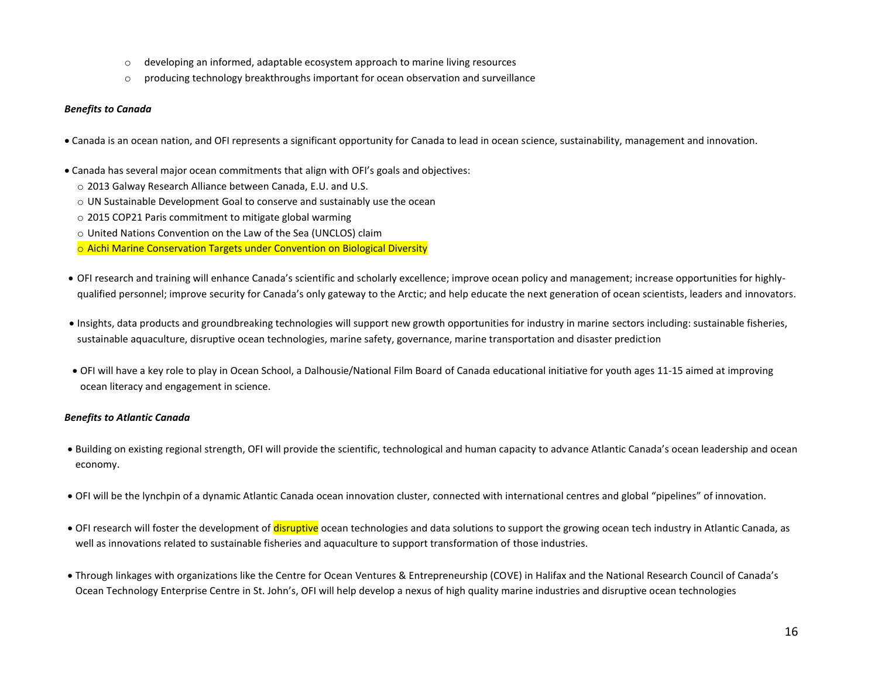- developing an informed, adaptable ecosystem approach to marine living resources
- producing technology breakthroughs important for ocean observation and surveillance

***Benefits to Canada***

- Canada is an ocean nation, and OFI represents a significant opportunity for Canada to lead in ocean science, sustainability, management and innovation.

- Canada has several major ocean commitments that align with OFI's goals and objectives:
  - 2013 Galway Research Alliance between Canada, E.U. and U.S.
  - UN Sustainable Development Goal to conserve and sustainably use the ocean
  - 2015 COP21 Paris commitment to mitigate global warming
  - United Nations Convention on the Law of the Sea (UNCLOS) claim
  - Aichi Marine Conservation Targets under Convention on Biological Diversity

- OFI research and training will enhance Canada's scientific and scholarly excellence; improve ocean policy and management; increase opportunities for highly-qualified personnel; improve security for Canada's only gateway to the Arctic; and help educate the next generation of ocean scientists, leaders and innovators.

- Insights, data products and groundbreaking technologies will support new growth opportunities for industry in marine sectors including: sustainable fisheries, sustainable aquaculture, disruptive ocean technologies, marine safety, governance, marine transportation and disaster prediction

- OFI will have a key role to play in Ocean School, a Dalhousie/National Film Board of Canada educational initiative for youth ages 11-15 aimed at improving ocean literacy and engagement in science.

***Benefits to Atlantic Canada***

- Building on existing regional strength, OFI will provide the scientific, technological and human capacity to advance Atlantic Canada's ocean leadership and ocean economy.

- OFI will be the lynchpin of a dynamic Atlantic Canada ocean innovation cluster, connected with international centres and global "pipelines" of innovation.

- OFI research will foster the development of disruptive ocean technologies and data solutions to support the growing ocean tech industry in Atlantic Canada, as well as innovations related to sustainable fisheries and aquaculture to support transformation of those industries.

- Through linkages with organizations like the Centre for Ocean Ventures & Entrepreneurship (COVE) in Halifax and the National Research Council of Canada's Ocean Technology Enterprise Centre in St. John's, OFI will help develop a nexus of high quality marine industries and disruptive ocean technologies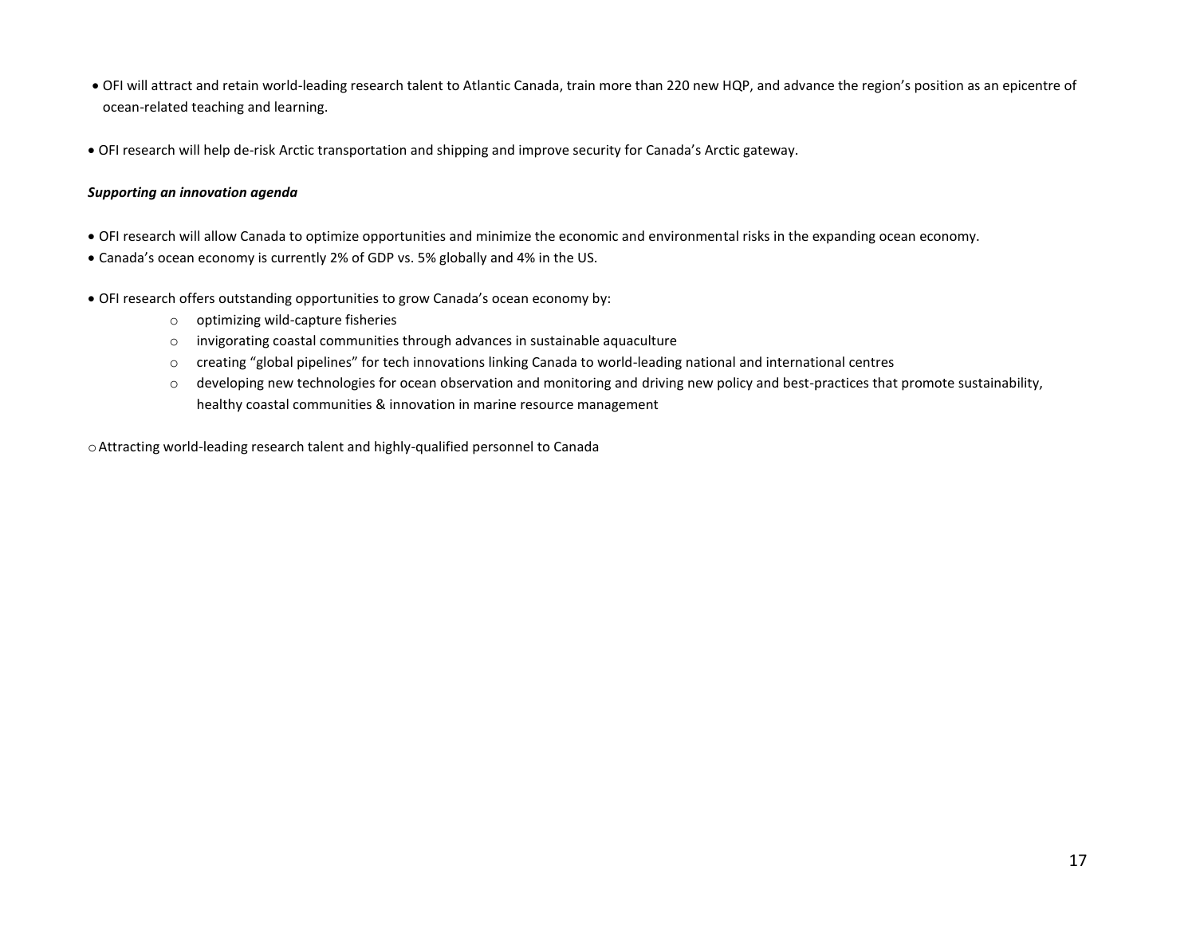- OFI will attract and retain world-leading research talent to Atlantic Canada, train more than 220 new HQP, and advance the region's position as an epicentre of ocean-related teaching and learning.

- OFI research will help de-risk Arctic transportation and shipping and improve security for Canada's Arctic gateway.

***Supporting an innovation agenda***

- OFI research will allow Canada to optimize opportunities and minimize the economic and environmental risks in the expanding ocean economy.
- Canada's ocean economy is currently 2% of GDP vs. 5% globally and 4% in the US.

- OFI research offers outstanding opportunities to grow Canada's ocean economy by:
    - optimizing wild-capture fisheries
    - invigorating coastal communities through advances in sustainable aquaculture
    - creating "global pipelines" for tech innovations linking Canada to world-leading national and international centres
    - developing new technologies for ocean observation and monitoring and driving new policy and best-practices that promote sustainability, healthy coastal communities & innovation in marine resource management

- Attracting world-leading research talent and highly-qualified personnel to Canada